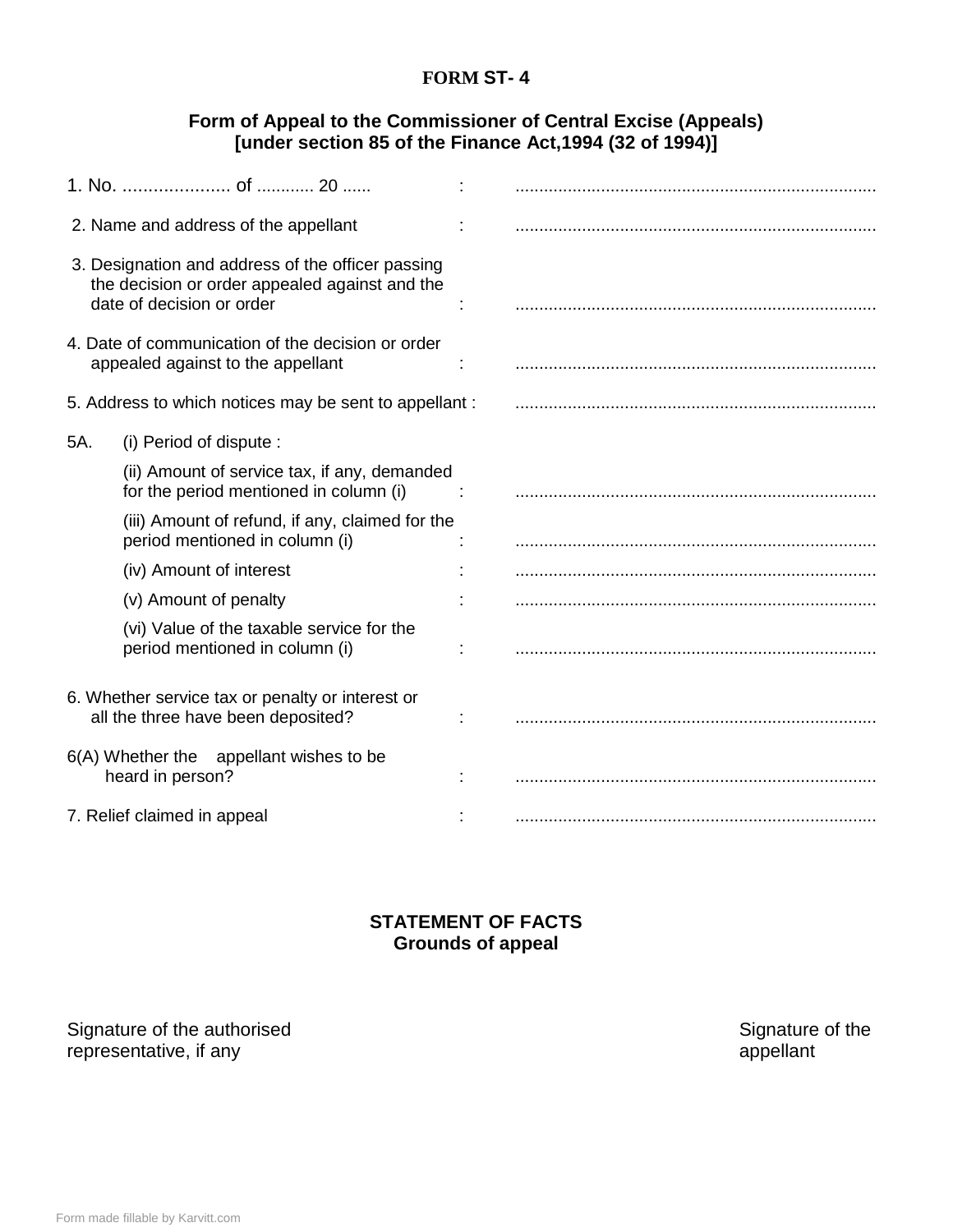# FORM ST- 4

## Form of Appeal to the Commissioner of Central Excise (Appeals)
## [under section 85 of the Finance Act,1994 (32 of 1994)]

1. No. ..................... of ............ 20 ...... : ...........................................................................

2. Name and address of the appellant : ...........................................................................

3. Designation and address of the officer passing the decision or order appealed against and the date of decision or order : ...........................................................................

4. Date of communication of the decision or order appealed against to the appellant : ...........................................................................

5. Address to which notices may be sent to appellant : ...........................................................................

5A. (i) Period of dispute :

(ii) Amount of service tax, if any, demanded for the period mentioned in column (i) : ...........................................................................

(iii) Amount of refund, if any, claimed for the period mentioned in column (i) : ...........................................................................

(iv) Amount of interest : ...........................................................................

(v) Amount of penalty : ...........................................................................

(vi) Value of the taxable service for the period mentioned in column (i) : ...........................................................................

6. Whether service tax or penalty or interest or all the three have been deposited? : ...........................................................................

6(A) Whether the appellant wishes to be heard in person? : ...........................................................................

7. Relief claimed in appeal : ...........................................................................

## STATEMENT OF FACTS
## Grounds of appeal

Signature of the authorised representative, if any

Signature of the appellant

Form made fillable by Karvitt.com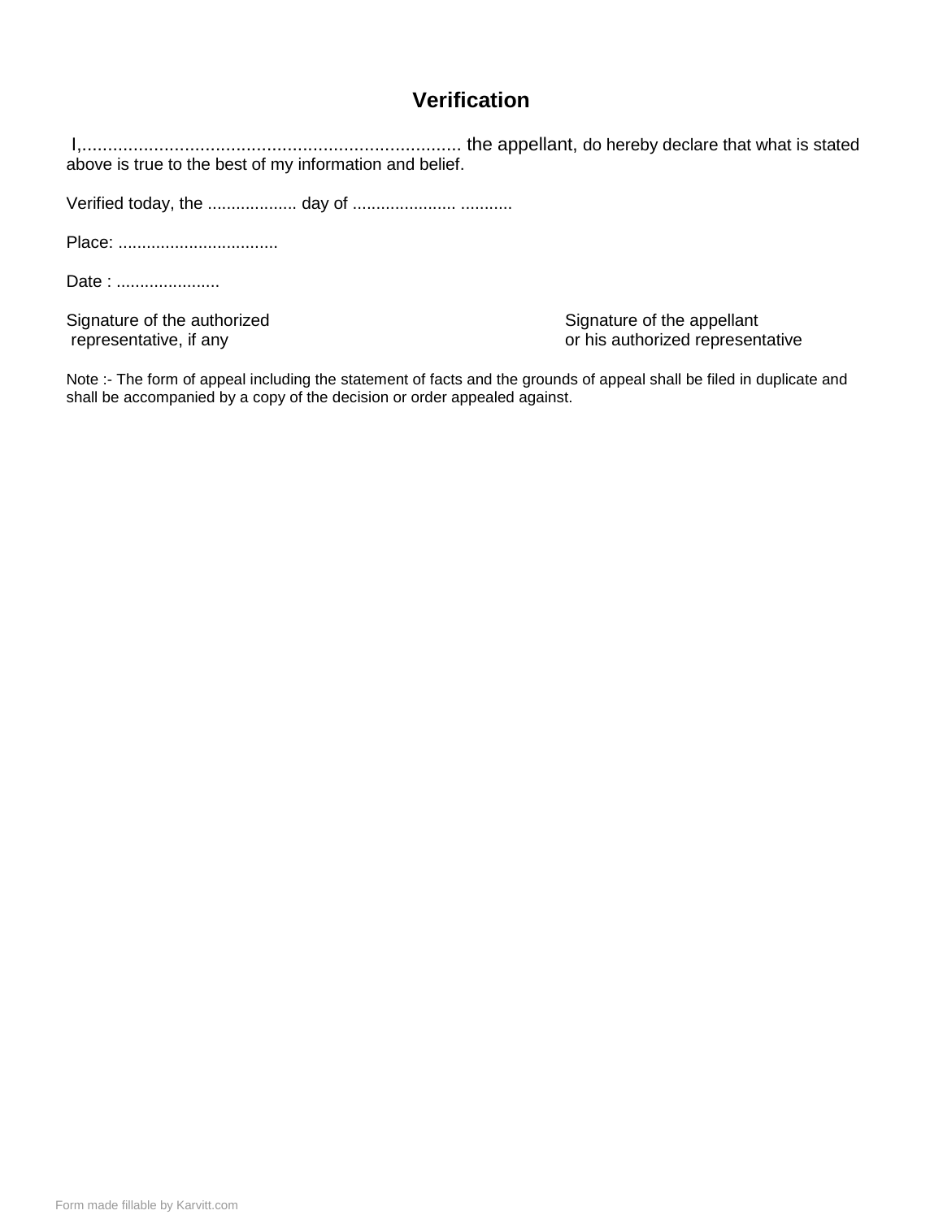## Verification

I,........................................................................... the appellant, do hereby declare that what is stated above is true to the best of my information and belief.

Verified today, the ................... day of ..................... ...........

Place: ..................................

Date : ......................

Signature of the authorized representative, if any

Signature of the appellant or his authorized representative

Note :- The form of appeal including the statement of facts and the grounds of appeal shall be filed in duplicate and shall be accompanied by a copy of the decision or order appealed against.

Form made fillable by Karvitt.com